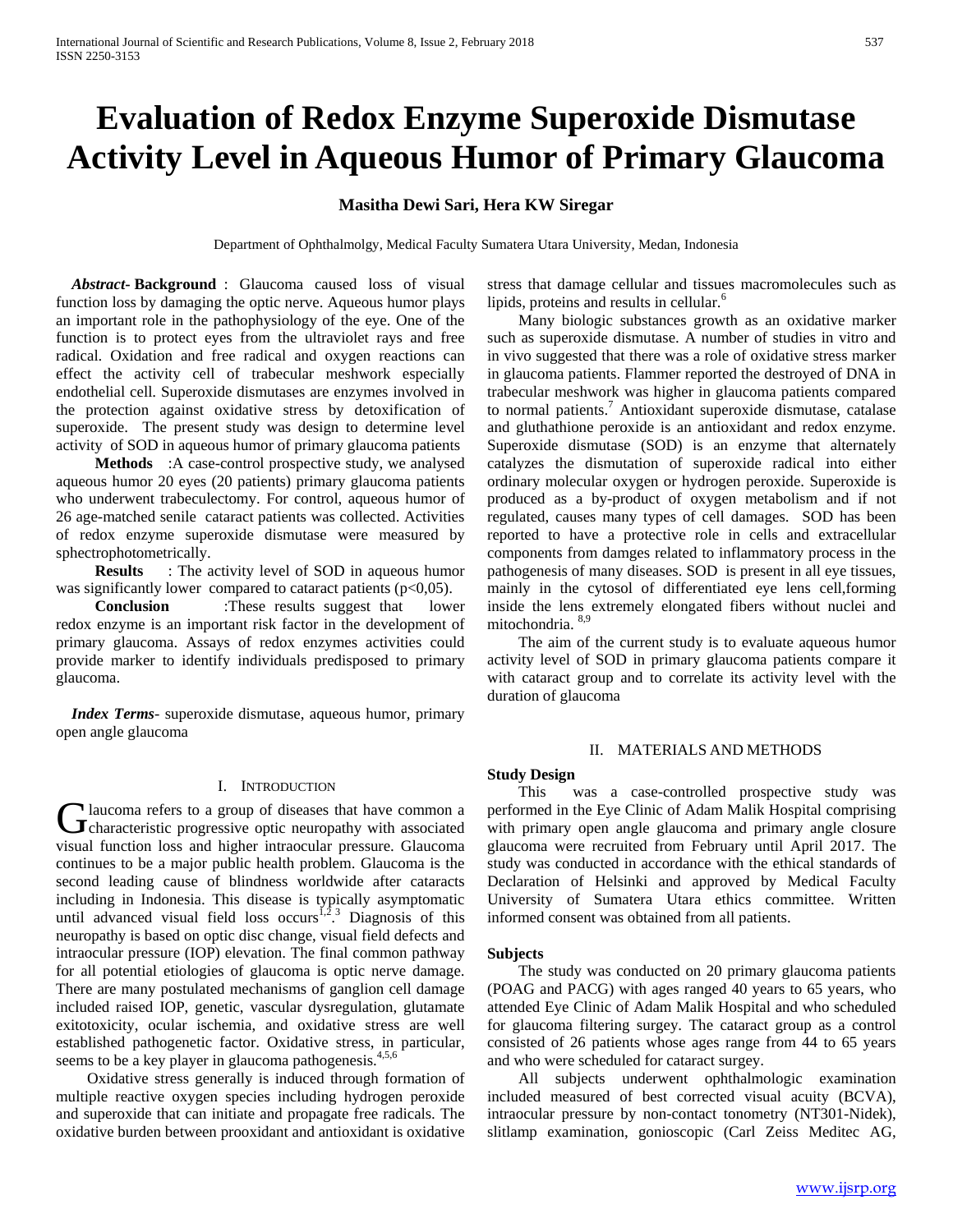# Evaluation of Redox Enzyme Superoxide Dismutase Activity Level in Aqueous Humor of Primary Glaucoma

**Masitha Dewi Sari, Hera KW Siregar**

Department of Ophthalmolgy, Medical Faculty Sumatera Utara University, Medan, Indonesia

***Abstract-*** **Background** : Glaucoma caused loss of visual function loss by damaging the optic nerve. Aqueous humor plays an important role in the pathophysiology of the eye. One of the function is to protect eyes from the ultraviolet rays and free radical. Oxidation and free radical and oxygen reactions can effect the activity cell of trabecular meshwork especially endothelial cell. Superoxide dismutases are enzymes involved in the protection against oxidative stress by detoxification of superoxide. The present study was design to determine level activity of SOD in aqueous humor of primary glaucoma patients

**Methods** :A case-control prospective study, we analysed aqueous humor 20 eyes (20 patients) primary glaucoma patients who underwent trabeculectomy. For control, aqueous humor of 26 age-matched senile cataract patients was collected. Activities of redox enzyme superoxide dismutase were measured by sphectrophotometrically.

**Results** : The activity level of SOD in aqueous humor was significantly lower compared to cataract patients ($p<0,05$).

**Conclusion** :These results suggest that lower redox enzyme is an important risk factor in the development of primary glaucoma. Assays of redox enzymes activities could provide marker to identify individuals predisposed to primary glaucoma.

***Index Terms*****-** superoxide dismutase, aqueous humor, primary open angle glaucoma

## I. Introduction

Glaucoma refers to a group of diseases that have common a characteristic progressive optic neuropathy with associated visual function loss and higher intraocular pressure. Glaucoma continues to be a major public health problem. Glaucoma is the second leading cause of blindness worldwide after cataracts including in Indonesia. This disease is typically asymptomatic until advanced visual field loss occurs[1,2,3]. Diagnosis of this neuropathy is based on optic disc change, visual field defects and intraocular pressure (IOP) elevation. The final common pathway for all potential etiologies of glaucoma is optic nerve damage. There are many postulated mechanisms of ganglion cell damage included raised IOP, genetic, vascular dysregulation, glutamate exitotoxicity, ocular ischemia, and oxidative stress are well established pathogenetic factor. Oxidative stress, in particular, seems to be a key player in glaucoma pathogenesis.[4,5,6]

Oxidative stress generally is induced through formation of multiple reactive oxygen species including hydrogen peroxide and superoxide that can initiate and propagate free radicals. The oxidative burden between prooxidant and antioxidant is oxidative stress that damage cellular and tissues macromolecules such as lipids, proteins and results in cellular.[6]

Many biologic substances growth as an oxidative marker such as superoxide dismutase. A number of studies in vitro and in vivo suggested that there was a role of oxidative stress marker in glaucoma patients. Flammer reported the destroyed of DNA in trabecular meshwork was higher in glaucoma patients compared to normal patients.[7] Antioxidant superoxide dismutase, catalase and gluthathione peroxide is an antioxidant and redox enzyme. Superoxide dismutase (SOD) is an enzyme that alternately catalyzes the dismutation of superoxide radical into either ordinary molecular oxygen or hydrogen peroxide. Superoxide is produced as a by-product of oxygen metabolism and if not regulated, causes many types of cell damages. SOD has been reported to have a protective role in cells and extracellular components from damges related to inflammatory process in the pathogenesis of many diseases. SOD is present in all eye tissues, mainly in the cytosol of differentiated eye lens cell,forming inside the lens extremely elongated fibers without nuclei and mitochondria. [8,9]

The aim of the current study is to evaluate aqueous humor activity level of SOD in primary glaucoma patients compare it with cataract group and to correlate its activity level with the duration of glaucoma

## II. Materials and Methods

### Study Design

This was a case-controlled prospective study was performed in the Eye Clinic of Adam Malik Hospital comprising with primary open angle glaucoma and primary angle closure glaucoma were recruited from February until April 2017. The study was conducted in accordance with the ethical standards of Declaration of Helsinki and approved by Medical Faculty University of Sumatera Utara ethics committee. Written informed consent was obtained from all patients.

### Subjects

The study was conducted on 20 primary glaucoma patients (POAG and PACG) with ages ranged 40 years to 65 years, who attended Eye Clinic of Adam Malik Hospital and who scheduled for glaucoma filtering surgey. The cataract group as a control consisted of 26 patients whose ages range from 44 to 65 years and who were scheduled for cataract surgey.

All subjects underwent ophthalmologic examination included measured of best corrected visual acuity (BCVA), intraocular pressure by non-contact tonometry (NT301-Nidek), slitlamp examination, gonioscopic (Carl Zeiss Meditec AG,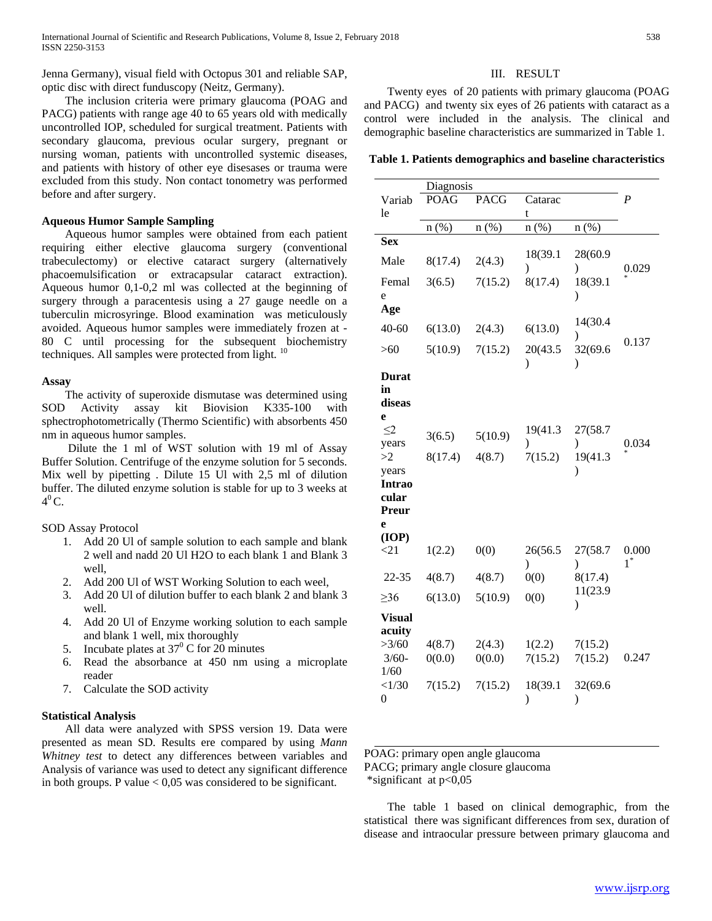Jenna Germany), visual field with Octopus 301 and reliable SAP, optic disc with direct funduscopy (Neitz, Germany).

The inclusion criteria were primary glaucoma (POAG and PACG) patients with range age 40 to 65 years old with medically uncontrolled IOP, scheduled for surgical treatment. Patients with secondary glaucoma, previous ocular surgery, pregnant or nursing woman, patients with uncontrolled systemic diseases, and patients with history of other eye disesases or trauma were excluded from this study. Non contact tonometry was performed before and after surgery.

**Aqueous Humor Sample Sampling**

Aqueous humor samples were obtained from each patient requiring either elective glaucoma surgery (conventional trabeculectomy) or elective cataract surgery (alternatively phacoemulsification or extracapsular cataract extraction). Aqueous humor 0,1-0,2 ml was collected at the beginning of surgery through a paracentesis using a 27 gauge needle on a tuberculin microsyringe. Blood examination was meticulously avoided. Aqueous humor samples were immediately frozen at -80 C until processing for the subsequent biochemistry techniques. All samples were protected from light. [10]

**Assay**

The activity of superoxide dismutase was determined using SOD Activity assay kit Biovision K335-100 with sphectrophotometrically (Thermo Scientific) with absorbents 450 nm in aqueous humor samples.

Dilute the 1 ml of WST solution with 19 ml of Assay Buffer Solution. Centrifuge of the enzyme solution for 5 seconds. Mix well by pipetting . Dilute 15 Ul with 2,5 ml of dilution buffer. The diluted enzyme solution is stable for up to 3 weeks at $4^0$C.

SOD Assay Protocol

1. Add 20 Ul of sample solution to each sample and blank 2 well and nadd 20 Ul H2O to each blank 1 and Blank 3 well,
2. Add 200 Ul of WST Working Solution to each weel,
3. Add 20 Ul of dilution buffer to each blank 2 and blank 3 well.
4. Add 20 Ul of Enzyme working solution to each sample and blank 1 well, mix thoroughly
5. Incubate plates at $37^0$ C for 20 minutes
6. Read the absorbance at 450 nm using a microplate reader
7. Calculate the SOD activity

**Statistical Analysis**

All data were analyzed with SPSS version 19. Data were presented as mean SD. Results ere compared by using *Mann Whitney test* to detect any differences between variables and Analysis of variance was used to detect any significant difference in both groups. P value < 0,05 was considered to be significant.

## III. RESULT

Twenty eyes of 20 patients with primary glaucoma (POAG and PACG) and twenty six eyes of 26 patients with cataract as a control were included in the analysis. The clinical and demographic baseline characteristics are summarized in Table 1.

**Table 1. Patients demographics and baseline characteristics**

| Variable | Diagnosis | | | | *P* |
|---|---|---|---|---|---|
| | POAG | PACG | Cataract | | |
| | n (%) | n (%) | n (%) | n (%) | |
| **Sex** | | | | | |
| Male | 8(17.4) | 2(4.3) | 18(39.1) | 28(60.9) | 0.029* |
| Female | 3(6.5) | 7(15.2) | 8(17.4) | 18(39.1) | |
| **Age** | | | | | |
| 40-60 | 6(13.0) | 2(4.3) | 6(13.0) | 14(30.4) | 0.137 |
| >60 | 5(10.9) | 7(15.2) | 20(43.5) | 32(69.6) | |
| **Duratin disease** | | | | | |
| ≤2 years | 3(6.5) | 5(10.9) | 19(41.3) | 27(58.7) | 0.034* |
| >2 years | 8(17.4) | 4(8.7) | 7(15.2) | 19(41.3) | |
| **Intraocular Preure (IOP)** | | | | | |
| <21 | 1(2.2) | 0(0) | 26(56.5) | 27(58.7) | 0.0001* |
| 22-35 | 4(8.7) | 4(8.7) | 0(0) | 8(17.4) | |
| ≥36 | 6(13.0) | 5(10.9) | 0(0) | 11(23.9) | |
| **Visual acuity** | | | | | |
| >3/60 | 4(8.7) | 2(4.3) | 1(2.2) | 7(15.2) | 0.247 |
| 3/60-1/60 | 0(0.0) | 0(0.0) | 7(15.2) | 7(15.2) | |
| <1/300 | 7(15.2) | 7(15.2) | 18(39.1) | 32(69.6) | |

POAG: primary open angle glaucoma
PACG; primary angle closure glaucoma
*significant at p<0,05

The table 1 based on clinical demographic, from the statistical there was significant differences from sex, duration of disease and intraocular pressure between primary glaucoma and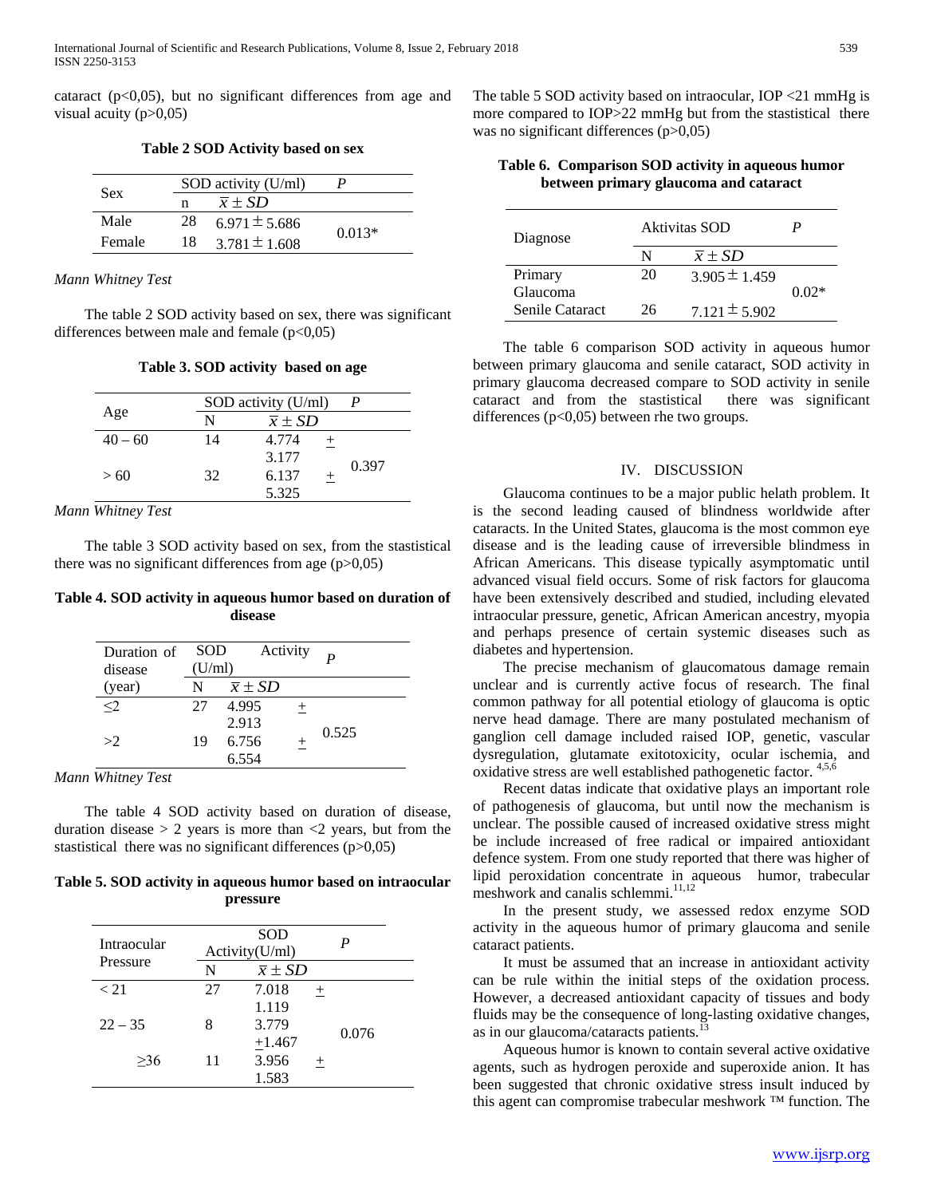cataract (p<0,05), but no significant differences from age and visual acuity (p>0,05)

**Table 2 SOD Activity based on sex**

| Sex | SOD activity (U/ml) | | P |
|---|---|---|---|
| | n | $\bar{x} \pm SD$ | |
| Male | 28 | $6.971 \pm 5.686$ | 0.013* |
| Female | 18 | $3.781 \pm 1.608$ | |

*Mann Whitney Test*

The table 2 SOD activity based on sex, there was significant differences between male and female (p<0,05)

**Table 3. SOD activity based on age**

| Age | SOD activity (U/ml) | | P |
|---|---|---|---|
| | N | $\bar{x} \pm SD$ | |
| 40 – 60 | 14 | 4.774 ± 3.177 | 0.397 |
| > 60 | 32 | 6.137 ± 5.325 | |

*Mann Whitney Test*

The table 3 SOD activity based on sex, from the stastistical there was no significant differences from age (p>0,05)

**Table 4. SOD activity in aqueous humor based on duration of disease**

| Duration of disease (year) | SOD Activity (U/ml) | | P |
|---|---|---|---|
| | N | $\bar{x} \pm SD$ | |
| ≤2 | 27 | 4.995 ± 2.913 | 0.525 |
| >2 | 19 | 6.756 ± 6.554 | |

*Mann Whitney Test*

The table 4 SOD activity based on duration of disease, duration disease > 2 years is more than <2 years, but from the stastistical there was no significant differences (p>0,05)

**Table 5. SOD activity in aqueous humor based on intraocular pressure**

| Intraocular Pressure | SOD Activity(U/ml) | | P |
|---|---|---|---|
| | N | $\bar{x} \pm SD$ | |
| < 21 | 27 | 7.018 ± 1.119 | 0.076 |
| 22 – 35 | 8 | 3.779 ±1.467 | |
| ≥36 | 11 | 3.956 ± 1.583 | |

The table 5 SOD activity based on intraocular, IOP <21 mmHg is more compared to IOP>22 mmHg but from the stastistical there was no significant differences (p>0,05)

**Table 6. Comparison SOD activity in aqueous humor between primary glaucoma and cataract**

| Diagnose | Aktivitas SOD | | P |
|---|---|---|---|
| | N | $\bar{x} \pm SD$ | |
| Primary Glaucoma | 20 | $3.905 \pm 1.459$ | 0.02* |
| Senile Cataract | 26 | $7.121 \pm 5.902$ | |

The table 6 comparison SOD activity in aqueous humor between primary glaucoma and senile cataract, SOD activity in primary glaucoma decreased compare to SOD activity in senile cataract and from the stastistical there was significant differences (p<0,05) between rhe two groups.

## IV. DISCUSSION

Glaucoma continues to be a major public helath problem. It is the second leading caused of blindness worldwide after cataracts. In the United States, glaucoma is the most common eye disease and is the leading cause of irreversible blindness in African Americans. This disease typically asymptomatic until advanced visual field occurs. Some of risk factors for glaucoma have been extensively described and studied, including elevated intraocular pressure, genetic, African American ancestry, myopia and perhaps presence of certain systemic diseases such as diabetes and hypertension.

The precise mechanism of glaucomatous damage remain unclear and is currently active focus of research. The final common pathway for all potential etiology of glaucoma is optic nerve head damage. There are many postulated mechanism of ganglion cell damage included raised IOP, genetic, vascular dysregulation, glutamate exitotoxicity, ocular ischemia, and oxidative stress are well established pathogenetic factor. [4,5,6]

Recent datas indicate that oxidative plays an important role of pathogenesis of glaucoma, but until now the mechanism is unclear. The possible caused of increased oxidative stress might be include increased of free radical or impaired antioxidant defence system. From one study reported that there was higher of lipid peroxidation concentrate in aqueous humor, trabecular meshwork and canalis schlemmi.[11,12]

In the present study, we assessed redox enzyme SOD activity in the aqueous humor of primary glaucoma and senile cataract patients.

It must be assumed that an increase in antioxidant activity can be rule within the initial steps of the oxidation process. However, a decreased antioxidant capacity of tissues and body fluids may be the consequence of long-lasting oxidative changes, as in our glaucoma/cataracts patients.[13]

Aqueous humor is known to contain several active oxidative agents, such as hydrogen peroxide and superoxide anion. It has been suggested that chronic oxidative stress insult induced by this agent can compromise trabecular meshwork ™ function. The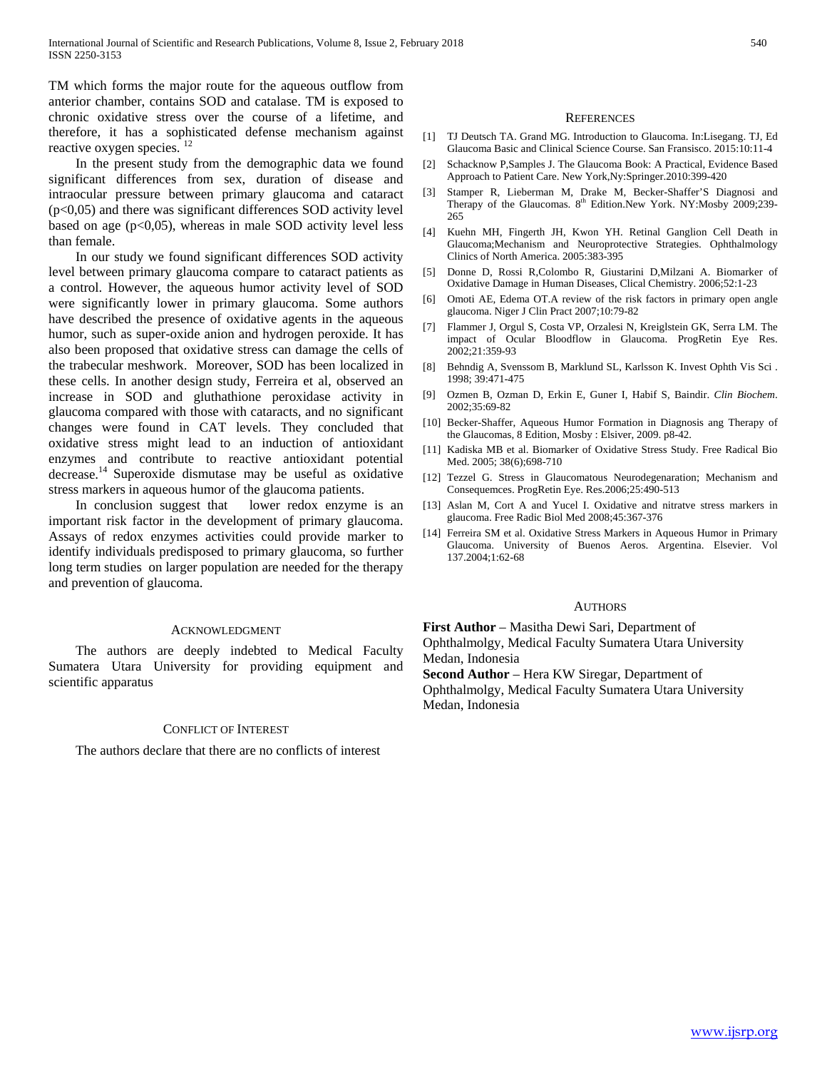TM which forms the major route for the aqueous outflow from anterior chamber, contains SOD and catalase. TM is exposed to chronic oxidative stress over the course of a lifetime, and therefore, it has a sophisticated defense mechanism against reactive oxygen species. [12]

In the present study from the demographic data we found significant differences from sex, duration of disease and intraocular pressure between primary glaucoma and cataract ($p<0,05$) and there was significant differences SOD activity level based on age ($p<0,05$), whereas in male SOD activity level less than female.

In our study we found significant differences SOD activity level between primary glaucoma compare to cataract patients as a control. However, the aqueous humor activity level of SOD were significantly lower in primary glaucoma. Some authors have described the presence of oxidative agents in the aqueous humor, such as super-oxide anion and hydrogen peroxide. It has also been proposed that oxidative stress can damage the cells of the trabecular meshwork. Moreover, SOD has been localized in these cells. In another design study, Ferreira et al, observed an increase in SOD and gluthathione peroxidase activity in glaucoma compared with those with cataracts, and no significant changes were found in CAT levels. They concluded that oxidative stress might lead to an induction of antioxidant enzymes and contribute to reactive antioxidant potential decrease.[14] Superoxide dismutase may be useful as oxidative stress markers in aqueous humor of the glaucoma patients.

In conclusion suggest that lower redox enzyme is an important risk factor in the development of primary glaucoma. Assays of redox enzymes activities could provide marker to identify individuals predisposed to primary glaucoma, so further long term studies on larger population are needed for the therapy and prevention of glaucoma.

## Acknowledgment

The authors are deeply indebted to Medical Faculty Sumatera Utara University for providing equipment and scientific apparatus

## Conflict of Interest

The authors declare that there are no conflicts of interest

## References

[1] TJ Deutsch TA. Grand MG. Introduction to Glaucoma. In:Lisegang. TJ, Ed Glaucoma Basic and Clinical Science Course. San Fransisco. 2015:10:11-4

[2] Schacknow P,Samples J. The Glaucoma Book: A Practical, Evidence Based Approach to Patient Care. New York,Ny:Springer.2010:399-420

[3] Stamper R, Lieberman M, Drake M, Becker-Shaffer'S Diagnosi and Therapy of the Glaucomas. 8th Edition.New York. NY:Mosby 2009;239-265

[4] Kuehn MH, Fingerth JH, Kwon YH. Retinal Ganglion Cell Death in Glaucoma;Mechanism and Neuroprotective Strategies. Ophthalmology Clinics of North America. 2005:383-395

[5] Donne D, Rossi R,Colombo R, Giustarini D,Milzani A. Biomarker of Oxidative Damage in Human Diseases, Clical Chemistry. 2006;52:1-23

[6] Omoti AE, Edema OT.A review of the risk factors in primary open angle glaucoma. Niger J Clin Pract 2007;10:79-82

[7] Flammer J, Orgul S, Costa VP, Orzalesi N, Kreiglstein GK, Serra LM. The impact of Ocular Bloodflow in Glaucoma. ProgRetin Eye Res. 2002;21:359-93

[8] Behndig A, Svenssom B, Marklund SL, Karlsson K. Invest Ophth Vis Sci . 1998; 39:471-475

[9] Ozmen B, Ozman D, Erkin E, Guner I, Habif S, Baindir. *Clin Biochem*. 2002;35:69-82

[10] Becker-Shaffer, Aqueous Humor Formation in Diagnosis ang Therapy of the Glaucomas, 8 Edition, Mosby : Elsiver, 2009. p8-42.

[11] Kadiska MB et al. Biomarker of Oxidative Stress Study. Free Radical Bio Med. 2005; 38(6);698-710

[12] Tezzel G. Stress in Glaucomatous Neurodegenaration; Mechanism and Consequemces. ProgRetin Eye. Res.2006;25:490-513

[13] Aslan M, Cort A and Yucel I. Oxidative and nitratve stress markers in glaucoma. Free Radic Biol Med 2008;45:367-376

[14] Ferreira SM et al. Oxidative Stress Markers in Aqueous Humor in Primary Glaucoma. University of Buenos Aeros. Argentina. Elsevier. Vol 137.2004;1:62-68

## Authors

**First Author** – Masitha Dewi Sari, Department of Ophthalmolgy, Medical Faculty Sumatera Utara University Medan, Indonesia

**Second Author** – Hera KW Siregar, Department of Ophthalmolgy, Medical Faculty Sumatera Utara University Medan, Indonesia